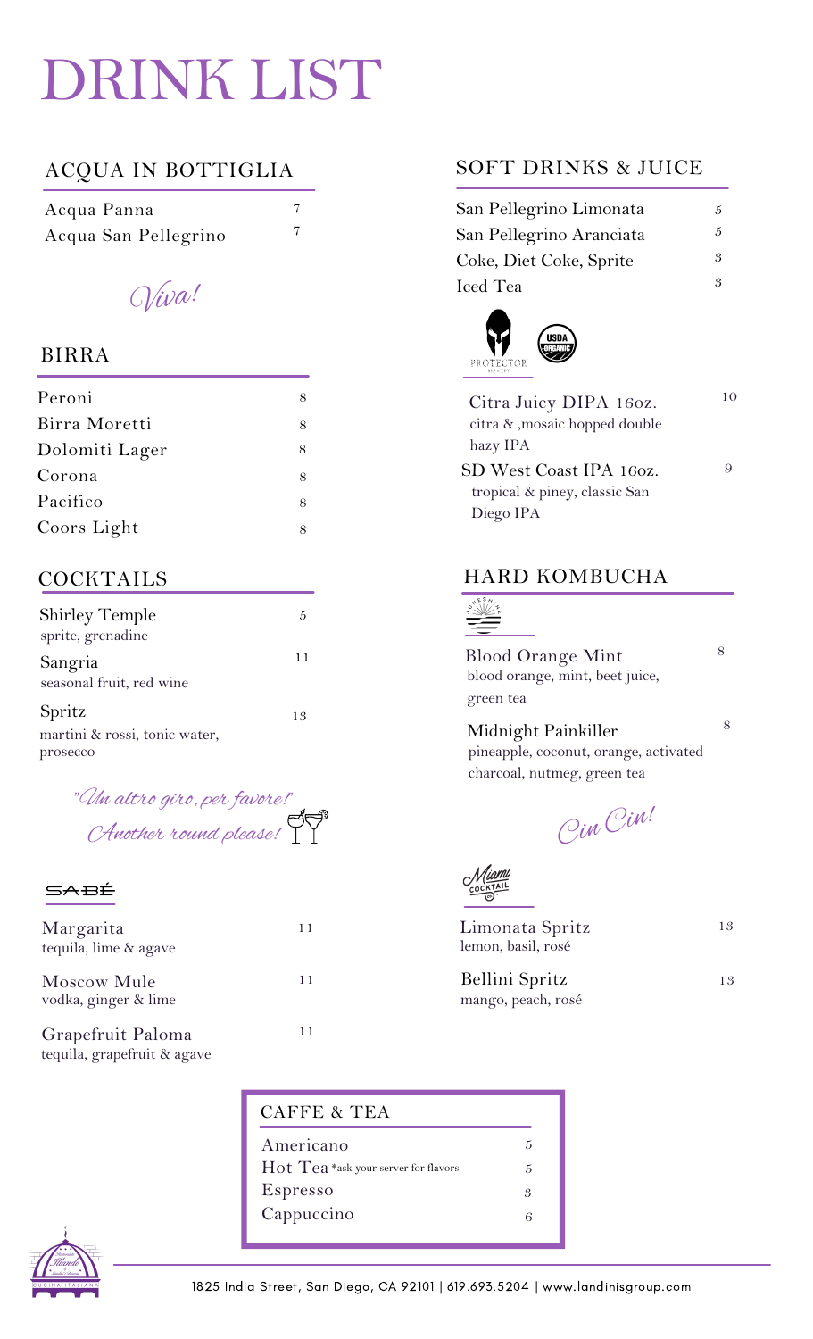# DRINK LIST

## ACQUA IN BOTTIGLIA

| | |
|---|---|
| Acqua Panna | 7 |
| Acqua San Pellegrino | 7 |

*Viva!*

## BIRRA

| | |
|---|---|
| Peroni | 8 |
| Birra Moretti | 8 |
| Dolomiti Lager | 8 |
| Corona | 8 |
| Pacifico | 8 |
| Coors Light | 8 |

## COCKTAILS

| | |
|---|---|
| Shirley Temple<br>sprite, grenadine | 5 |
| Sangria<br>seasonal fruit, red wine | 11 |
| Spritz<br>martini & rossi, tonic water, prosecco | 13 |

*"Un altro giro, per favore!"*
*Another round please!*

## SABÉ

| | |
|---|---|
| Margarita<br>tequila, lime & agave | 11 |
| Moscow Mule<br>vodka, ginger & lime | 11 |
| Grapefruit Paloma<br>tequila, grapefruit & agave | 11 |

## SOFT DRINKS & JUICE

| | |
|---|---|
| San Pellegrino Limonata | 5 |
| San Pellegrino Aranciata | 5 |
| Coke, Diet Coke, Sprite | 3 |
| Iced Tea | 3 |

### PROTECTOR BREWERY — USDA ORGANIC

| | |
|---|---|
| Citra Juicy DIPA 16oz.<br>citra & ,mosaic hopped double hazy IPA | 10 |
| SD West Coast IPA 16oz.<br>tropical & piney, classic San Diego IPA | 9 |

## HARD KOMBUCHA

### SUNESHINE

| | |
|---|---|
| Blood Orange Mint<br>blood orange, mint, beet juice, green tea | 8 |
| Midnight Painkiller<br>pineapple, coconut, orange, activated charcoal, nutmeg, green tea | 8 |

*Cin Cin!*

### Miami Cocktail Co.

| | |
|---|---|
| Limonata Spritz<br>lemon, basil, rosé | 13 |
| Bellini Spritz<br>mango, peach, rosé | 13 |

## CAFFE & TEA

| | |
|---|---|
| Americano | 5 |
| Hot Tea *ask your server for flavors | 5 |
| Espresso | 3 |
| Cappuccino | 6 |

1825 India Street, San Diego, CA 92101 | 619.693.5204 | www.landinisgroup.com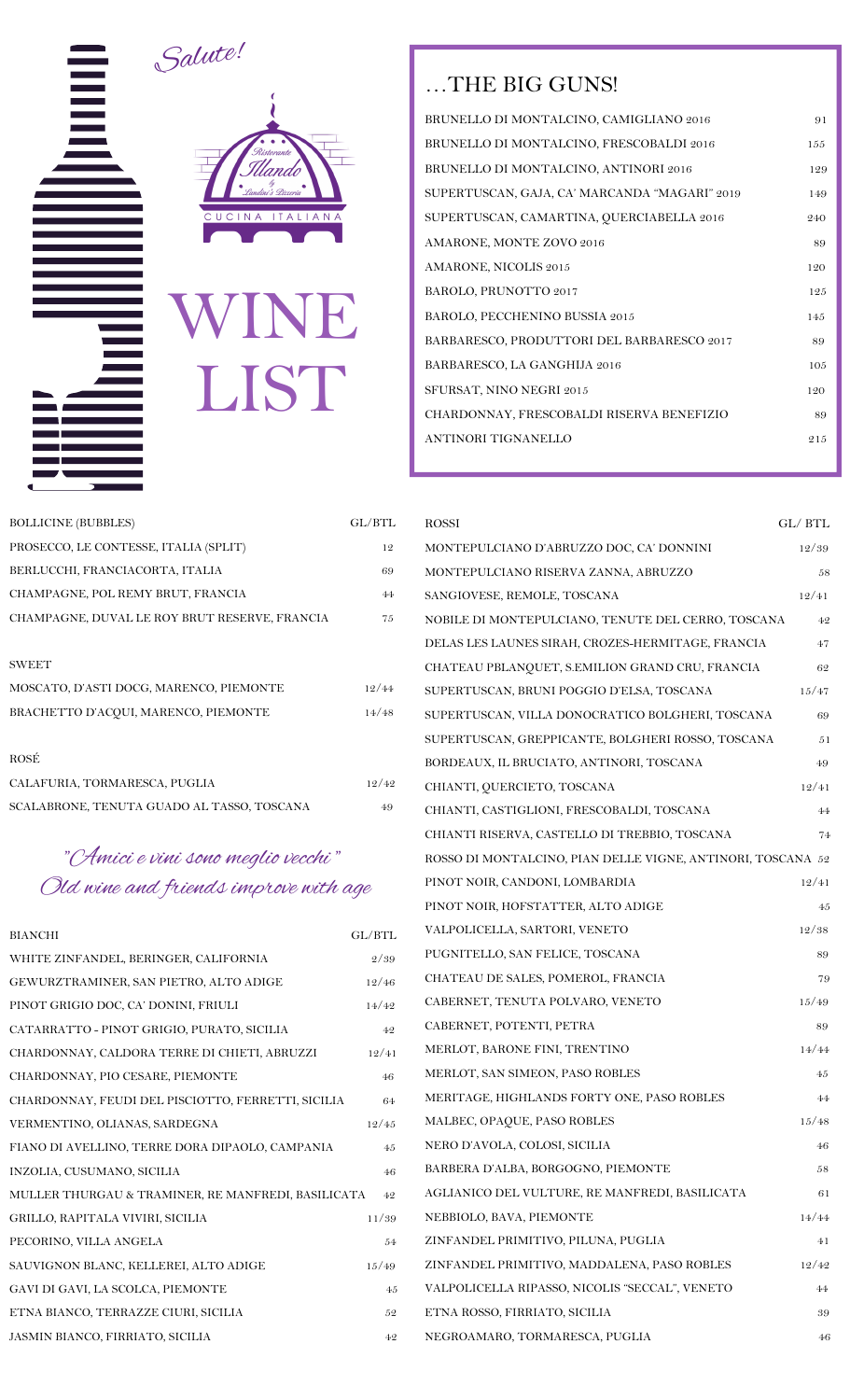*Salute!*

Ristorante Illando by Landini's Pizzeria

CUCINA ITALIANA

# WINE LIST

## …THE BIG GUNS!

| | |
|---|---|
| BRUNELLO DI MONTALCINO, CAMIGLIANO 2016 | 91 |
| BRUNELLO DI MONTALCINO, FRESCOBALDI 2016 | 155 |
| BRUNELLO DI MONTALCINO, ANTINORI 2016 | 129 |
| SUPERTUSCAN, GAJA, CA' MARCANDA "MAGARI" 2019 | 149 |
| SUPERTUSCAN, CAMARTINA, QUERCIABELLA 2016 | 240 |
| AMARONE, MONTE ZOVO 2016 | 89 |
| AMARONE, NICOLIS 2015 | 120 |
| BAROLO, PRUNOTTO 2017 | 125 |
| BAROLO, PECCHENINO BUSSIA 2015 | 145 |
| BARBARESCO, PRODUTTORI DEL BARBARESCO 2017 | 89 |
| BARBARESCO, LA GANGHIJA 2016 | 105 |
| SFURSAT, NINO NEGRI 2015 | 120 |
| CHARDONNAY, FRESCOBALDI RISERVA BENEFIZIO | 89 |
| ANTINORI TIGNANELLO | 215 |

| BOLLICINE (BUBBLES) | GL/BTL |
|---|---|
| PROSECCO, LE CONTESSE, ITALIA (SPLIT) | 12 |
| BERLUCCHI, FRANCIACORTA, ITALIA | 69 |
| CHAMPAGNE, POL REMY BRUT, FRANCIA | 44 |
| CHAMPAGNE, DUVAL LE ROY BRUT RESERVE, FRANCIA | 75 |

| SWEET | |
|---|---|
| MOSCATO, D'ASTI DOCG, MARENCO, PIEMONTE | 12/44 |
| BRACHETTO D'ACQUI, MARENCO, PIEMONTE | 14/48 |

| ROSÉ | |
|---|---|
| CALAFURIA, TORMARESCA, PUGLIA | 12/42 |
| SCALABRONE, TENUTA GUADO AL TASSO, TOSCANA | 49 |

*"Amici e vini sono meglio vecchi"*
*Old wine and friends improve with age*

| BIANCHI | GL/BTL |
|---|---|
| WHITE ZINFANDEL, BERINGER, CALIFORNIA | 2/39 |
| GEWURZTRAMINER, SAN PIETRO, ALTO ADIGE | 12/46 |
| PINOT GRIGIO DOC, CA' DONINI, FRIULI | 14/42 |
| CATARRATTO - PINOT GRIGIO, PURATO, SICILIA | 42 |
| CHARDONNAY, CALDORA TERRE DI CHIETI, ABRUZZI | 12/41 |
| CHARDONNAY, PIO CESARE, PIEMONTE | 46 |
| CHARDONNAY, FEUDI DEL PISCIOTTO, FERRETTI, SICILIA | 64 |
| VERMENTINO, OLIANAS, SARDEGNA | 12/45 |
| FIANO DI AVELLINO, TERRE DORA DIPAOLO, CAMPANIA | 45 |
| INZOLIA, CUSUMANO, SICILIA | 46 |
| MULLER THURGAU & TRAMINER, RE MANFREDI, BASILICATA | 42 |
| GRILLO, RAPITALA VIVIRI, SICILIA | 11/39 |
| PECORINO, VILLA ANGELA | 54 |
| SAUVIGNON BLANC, KELLEREI, ALTO ADIGE | 15/49 |
| GAVI DI GAVI, LA SCOLCA, PIEMONTE | 45 |
| ETNA BIANCO, TERRAZZE CIURI, SICILIA | 52 |
| JASMIN BIANCO, FIRRIATO, SICILIA | 42 |

| ROSSI | GL/ BTL |
|---|---|
| MONTEPULCIANO D'ABRUZZO DOC, CA' DONNINI | 12/39 |
| MONTEPULCIANO RISERVA ZANNA, ABRUZZO | 58 |
| SANGIOVESE, REMOLE, TOSCANA | 12/41 |
| NOBILE DI MONTEPULCIANO, TENUTE DEL CERRO, TOSCANA | 42 |
| DELAS LES LAUNES SIRAH, CROZES-HERMITAGE, FRANCIA | 47 |
| CHATEAU PBLANQUET, S.EMILION GRAND CRU, FRANCIA | 62 |
| SUPERTUSCAN, BRUNI POGGIO D'ELSA, TOSCANA | 15/47 |
| SUPERTUSCAN, VILLA DONOCRATICO BOLGHERI, TOSCANA | 69 |
| SUPERTUSCAN, GREPPICANTE, BOLGHERI ROSSO, TOSCANA | 51 |
| BORDEAUX, IL BRUCIATO, ANTINORI, TOSCANA | 49 |
| CHIANTI, QUERCIETO, TOSCANA | 12/41 |
| CHIANTI, CASTIGLIONI, FRESCOBALDI, TOSCANA | 44 |
| CHIANTI RISERVA, CASTELLO DI TREBBIO, TOSCANA | 74 |
| ROSSO DI MONTALCINO, PIAN DELLE VIGNE, ANTINORI, TOSCANA | 52 |
| PINOT NOIR, CANDONI, LOMBARDIA | 12/41 |
| PINOT NOIR, HOFSTATTER, ALTO ADIGE | 45 |
| VALPOLICELLA, SARTORI, VENETO | 12/38 |
| PUGNITELLO, SAN FELICE, TOSCANA | 89 |
| CHATEAU DE SALES, POMEROL, FRANCIA | 79 |
| CABERNET, TENUTA POLVARO, VENETO | 15/49 |
| CABERNET, POTENTI, PETRA | 89 |
| MERLOT, BARONE FINI, TRENTINO | 14/44 |
| MERLOT, SAN SIMEON, PASO ROBLES | 45 |
| MERITAGE, HIGHLANDS FORTY ONE, PASO ROBLES | 44 |
| MALBEC, OPAQUE, PASO ROBLES | 15/48 |
| NERO D'AVOLA, COLOSI, SICILIA | 46 |
| BARBERA D'ALBA, BORGOGNO, PIEMONTE | 58 |
| AGLIANICO DEL VULTURE, RE MANFREDI, BASILICATA | 61 |
| NEBBIOLO, BAVA, PIEMONTE | 14/44 |
| ZINFANDEL PRIMITIVO, PILUNA, PUGLIA | 41 |
| ZINFANDEL PRIMITIVO, MADDALENA, PASO ROBLES | 12/42 |
| VALPOLICELLA RIPASSO, NICOLIS "SECCAL", VENETO | 44 |
| ETNA ROSSO, FIRRIATO, SICILIA | 39 |
| NEGROAMARO, TORMARESCA, PUGLIA | 46 |